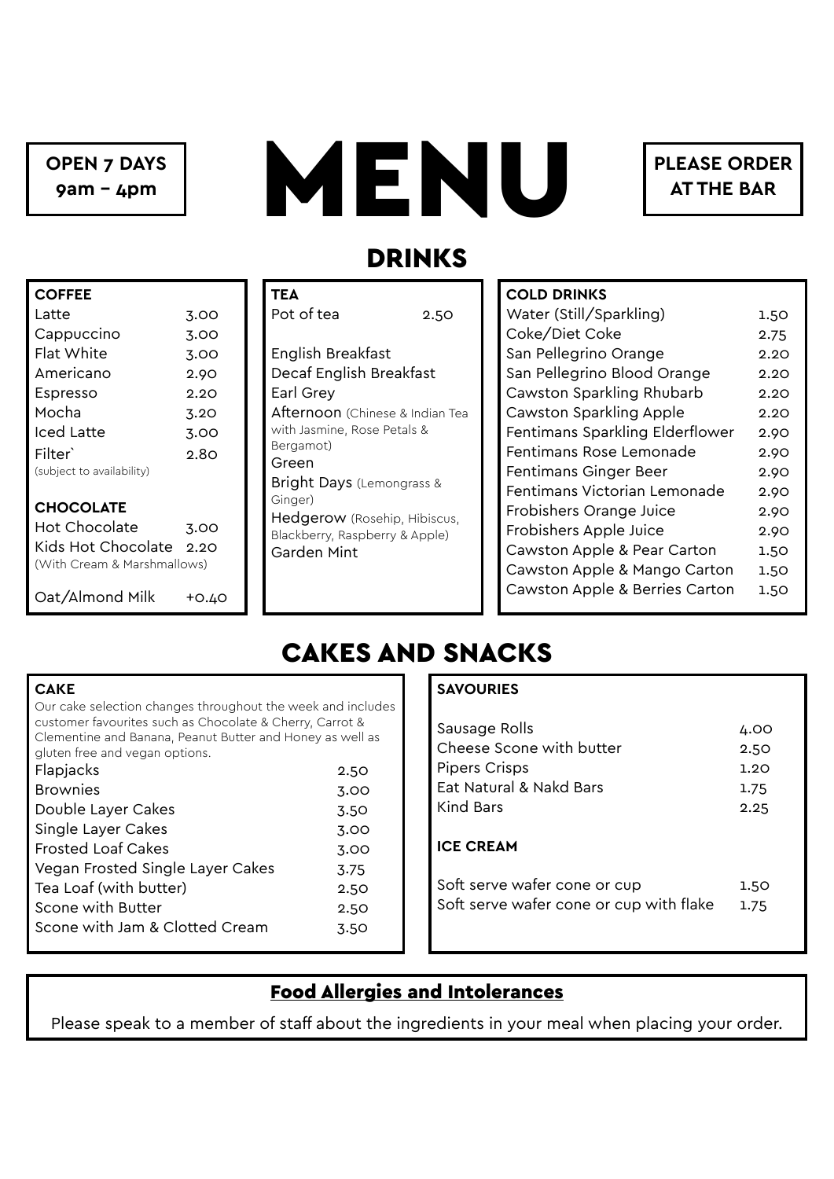**OPEN 7 DAYS**
**9am – 4pm**

# MENU

**PLEASE ORDER AT THE BAR**

## DRINKS

### COFFEE

| Item | Price |
|---|---|
| Latte | 3.00 |
| Cappuccino | 3.00 |
| Flat White | 3.00 |
| Americano | 2.90 |
| Espresso | 2.20 |
| Mocha | 3.20 |
| Iced Latte | 3.00 |
| Filter` (subject to availability) | 2.80 |

### CHOCOLATE

| Item | Price |
|---|---|
| Hot Chocolate | 3.00 |
| Kids Hot Chocolate (With Cream & Marshmallows) | 2.20 |
| Oat/Almond Milk | +0.40 |

### TEA

| Item | Price |
|---|---|
| Pot of tea | 2.50 |

- English Breakfast
- Decaf English Breakfast
- Earl Grey
- Afternoon (Chinese & Indian Tea with Jasmine, Rose Petals & Bergamot)
- Green
- Bright Days (Lemongrass & Ginger)
- Hedgerow (Rosehip, Hibiscus, Blackberry, Raspberry & Apple)
- Garden Mint

### COLD DRINKS

| Item | Price |
|---|---|
| Water (Still/Sparkling) | 1.50 |
| Coke/Diet Coke | 2.75 |
| San Pellegrino Orange | 2.20 |
| San Pellegrino Blood Orange | 2.20 |
| Cawston Sparkling Rhubarb | 2.20 |
| Cawston Sparkling Apple | 2.20 |
| Fentimans Sparkling Elderflower | 2.90 |
| Fentimans Rose Lemonade | 2.90 |
| Fentimans Ginger Beer | 2.90 |
| Fentimans Victorian Lemonade | 2.90 |
| Frobishers Orange Juice | 2.90 |
| Frobishers Apple Juice | 2.90 |
| Cawston Apple & Pear Carton | 1.50 |
| Cawston Apple & Mango Carton | 1.50 |
| Cawston Apple & Berries Carton | 1.50 |

## CAKES AND SNACKS

### CAKE

Our cake selection changes throughout the week and includes customer favourites such as Chocolate & Cherry, Carrot & Clementine and Banana, Peanut Butter and Honey as well as gluten free and vegan options.

| Item | Price |
|---|---|
| Flapjacks | 2.50 |
| Brownies | 3.00 |
| Double Layer Cakes | 3.50 |
| Single Layer Cakes | 3.00 |
| Frosted Loaf Cakes | 3.00 |
| Vegan Frosted Single Layer Cakes | 3.75 |
| Tea Loaf (with butter) | 2.50 |
| Scone with Butter | 2.50 |
| Scone with Jam & Clotted Cream | 3.50 |

### SAVOURIES

| Item | Price |
|---|---|
| Sausage Rolls | 4.00 |
| Cheese Scone with butter | 2.50 |
| Pipers Crisps | 1.20 |
| Eat Natural & Nakd Bars | 1.75 |
| Kind Bars | 2.25 |

### ICE CREAM

| Item | Price |
|---|---|
| Soft serve wafer cone or cup | 1.50 |
| Soft serve wafer cone or cup with flake | 1.75 |

### Food Allergies and Intolerances

Please speak to a member of staff about the ingredients in your meal when placing your order.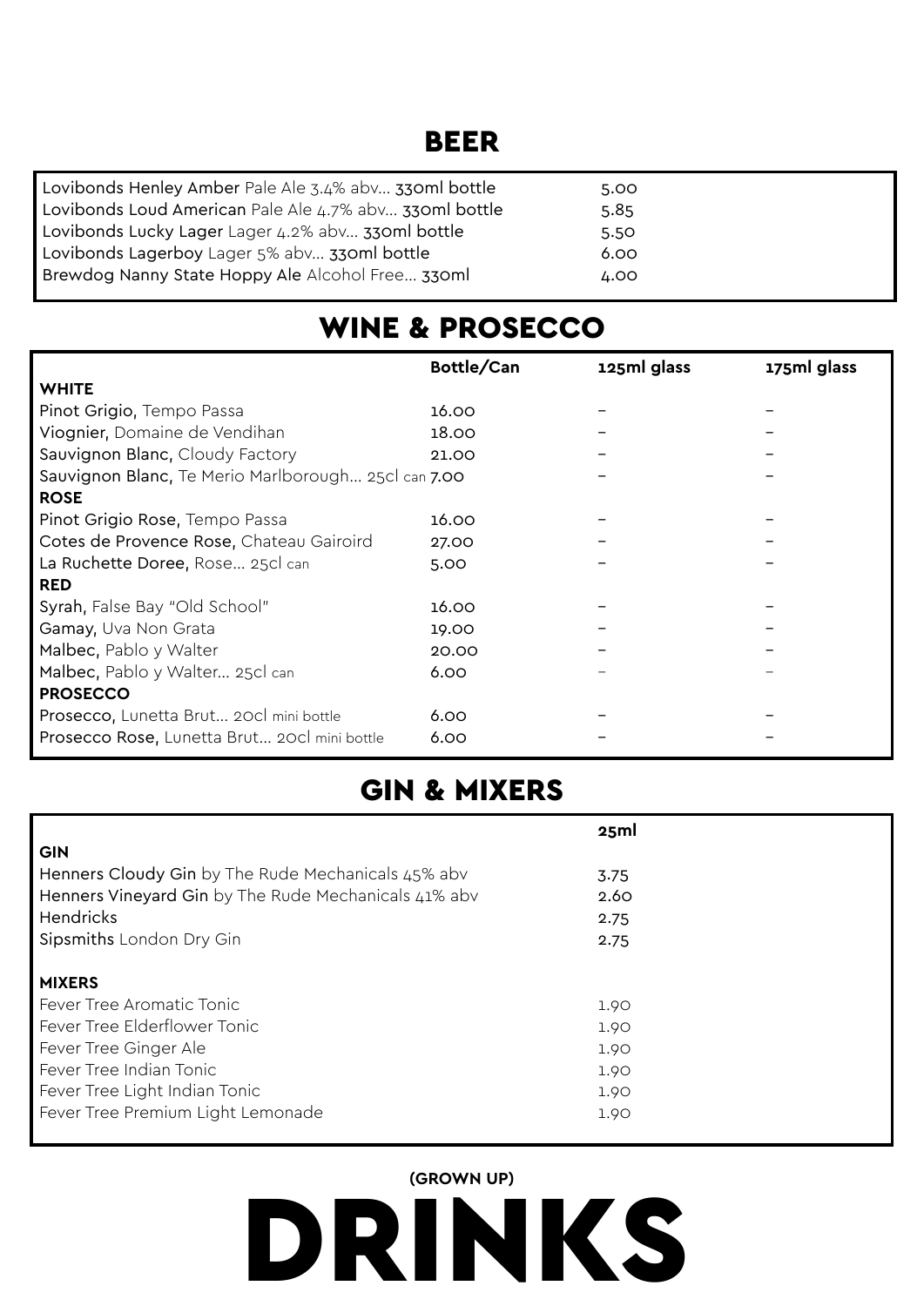## BEER

| | |
|---|---|
| **Lovibonds Henley Amber** Pale Ale 3.4% abv... **330ml bottle** | 5.00 |
| **Lovibonds Loud American** Pale Ale 4.7% abv... **330ml bottle** | 5.85 |
| **Lovibonds Lucky Lager** Lager 4.2% abv... **330ml bottle** | 5.50 |
| **Lovibonds Lagerboy** Lager 5% abv... **330ml bottle** | 6.00 |
| **Brewdog Nanny State Hoppy Ale** Alcohol Free... **330ml** | 4.00 |

## WINE & PROSECCO

| | **Bottle/Can** | **125ml glass** | **175ml glass** |
|---|---|---|---|
| **WHITE** | | | |
| **Pinot Grigio,** Tempo Passa | 16.00 | – | – |
| **Viognier,** Domaine de Vendihan | 18.00 | – | – |
| **Sauvignon Blanc,** Cloudy Factory | 21.00 | – | – |
| **Sauvignon Blanc,** Te Merio Marlborough... 25cl can | 7.00 | – | – |
| **ROSE** | | | |
| **Pinot Grigio Rose,** Tempo Passa | 16.00 | – | – |
| **Cotes de Provence Rose,** Chateau Gairoird | 27.00 | – | – |
| **La Ruchette Doree,** Rose... 25cl can | 5.00 | – | – |
| **RED** | | | |
| **Syrah,** False Bay "Old School" | 16.00 | – | – |
| **Gamay,** Uva Non Grata | 19.00 | – | – |
| **Malbec,** Pablo y Walter | 20.00 | – | – |
| **Malbec,** Pablo y Walter... 25cl can | 6.00 | – | – |
| **PROSECCO** | | | |
| **Prosecco,** Lunetta Brut... 20cl mini bottle | 6.00 | – | – |
| **Prosecco Rose,** Lunetta Brut... 20cl mini bottle | 6.00 | – | – |

## GIN & MIXERS

| | **25ml** |
|---|---|
| **GIN** | |
| **Henners Cloudy Gin** by The Rude Mechanicals 45% abv | 3.75 |
| **Henners Vineyard Gin** by The Rude Mechanicals 41% abv | 2.60 |
| **Hendricks** | 2.75 |
| **Sipsmiths** London Dry Gin | 2.75 |
| **MIXERS** | |
| Fever Tree Aromatic Tonic | 1.90 |
| Fever Tree Elderflower Tonic | 1.90 |
| Fever Tree Ginger Ale | 1.90 |
| Fever Tree Indian Tonic | 1.90 |
| Fever Tree Light Indian Tonic | 1.90 |
| Fever Tree Premium Light Lemonade | 1.90 |

**(GROWN UP)**

# DRINKS